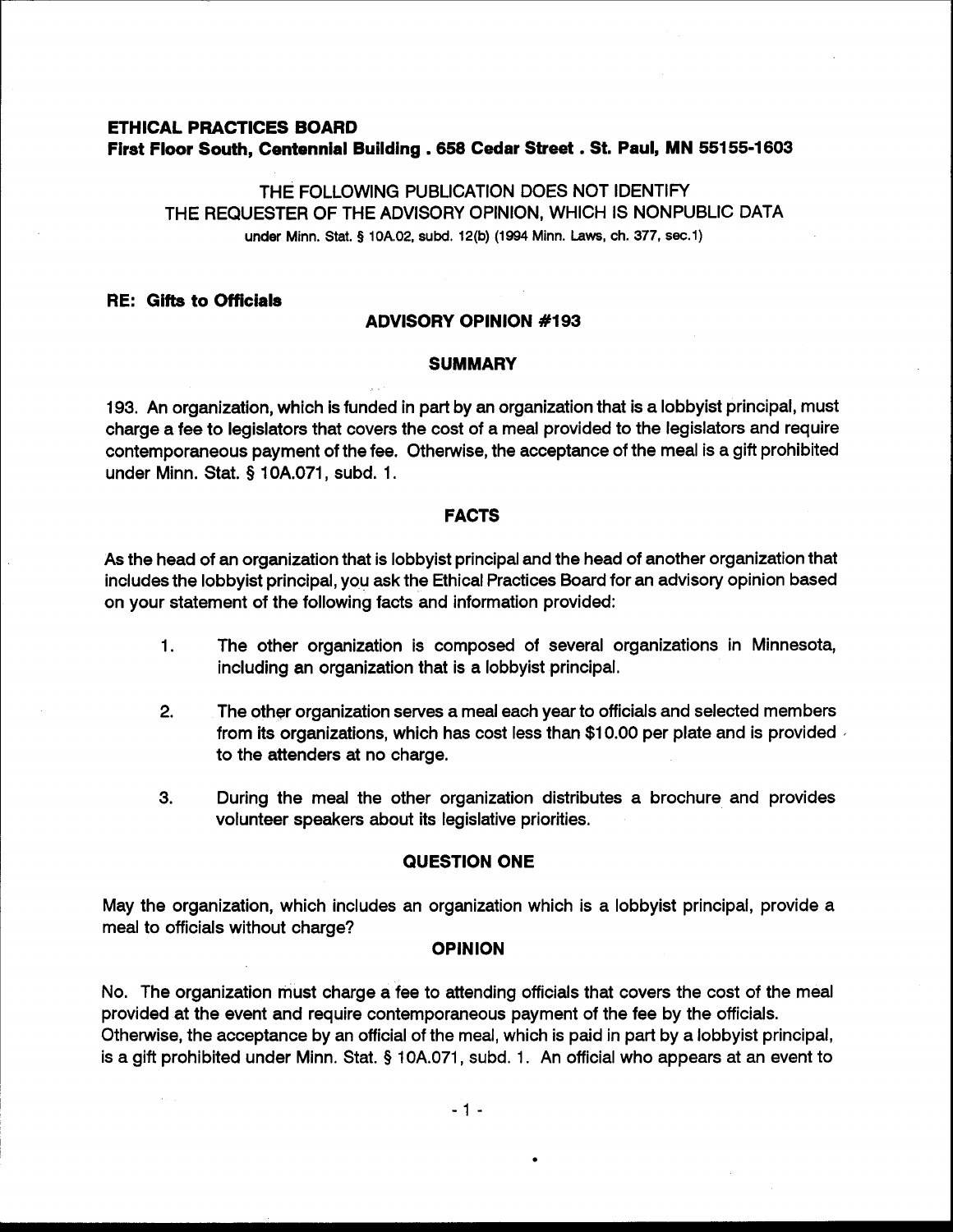**ETHICAL PRACTICES BOARD**
**First Floor South, Centennial Building . 658 Cedar Street . St. Paul, MN 55155-1603**

THE FOLLOWING PUBLICATION DOES NOT IDENTIFY
THE REQUESTER OF THE ADVISORY OPINION, WHICH IS NONPUBLIC DATA
under Minn. Stat. § 10A.02, subd. 12(b) (1994 Minn. Laws, ch. 377, sec.1)

**RE: Gifts to Officials**

## ADVISORY OPINION #193

### SUMMARY

193. An organization, which is funded in part by an organization that is a lobbyist principal, must charge a fee to legislators that covers the cost of a meal provided to the legislators and require contemporaneous payment of the fee. Otherwise, the acceptance of the meal is a gift prohibited under Minn. Stat. § 10A.071, subd. 1.

### FACTS

As the head of an organization that is lobbyist principal and the head of another organization that includes the lobbyist principal, you ask the Ethical Practices Board for an advisory opinion based on your statement of the following facts and information provided:

1. The other organization is composed of several organizations in Minnesota, including an organization that is a lobbyist principal.

2. The other organization serves a meal each year to officials and selected members from its organizations, which has cost less than $10.00 per plate and is provided to the attenders at no charge.

3. During the meal the other organization distributes a brochure and provides volunteer speakers about its legislative priorities.

### QUESTION ONE

May the organization, which includes an organization which is a lobbyist principal, provide a meal to officials without charge?

### OPINION

No. The organization must charge a fee to attending officials that covers the cost of the meal provided at the event and require contemporaneous payment of the fee by the officials. Otherwise, the acceptance by an official of the meal, which is paid in part by a lobbyist principal, is a gift prohibited under Minn. Stat. § 10A.071, subd. 1. An official who appears at an event to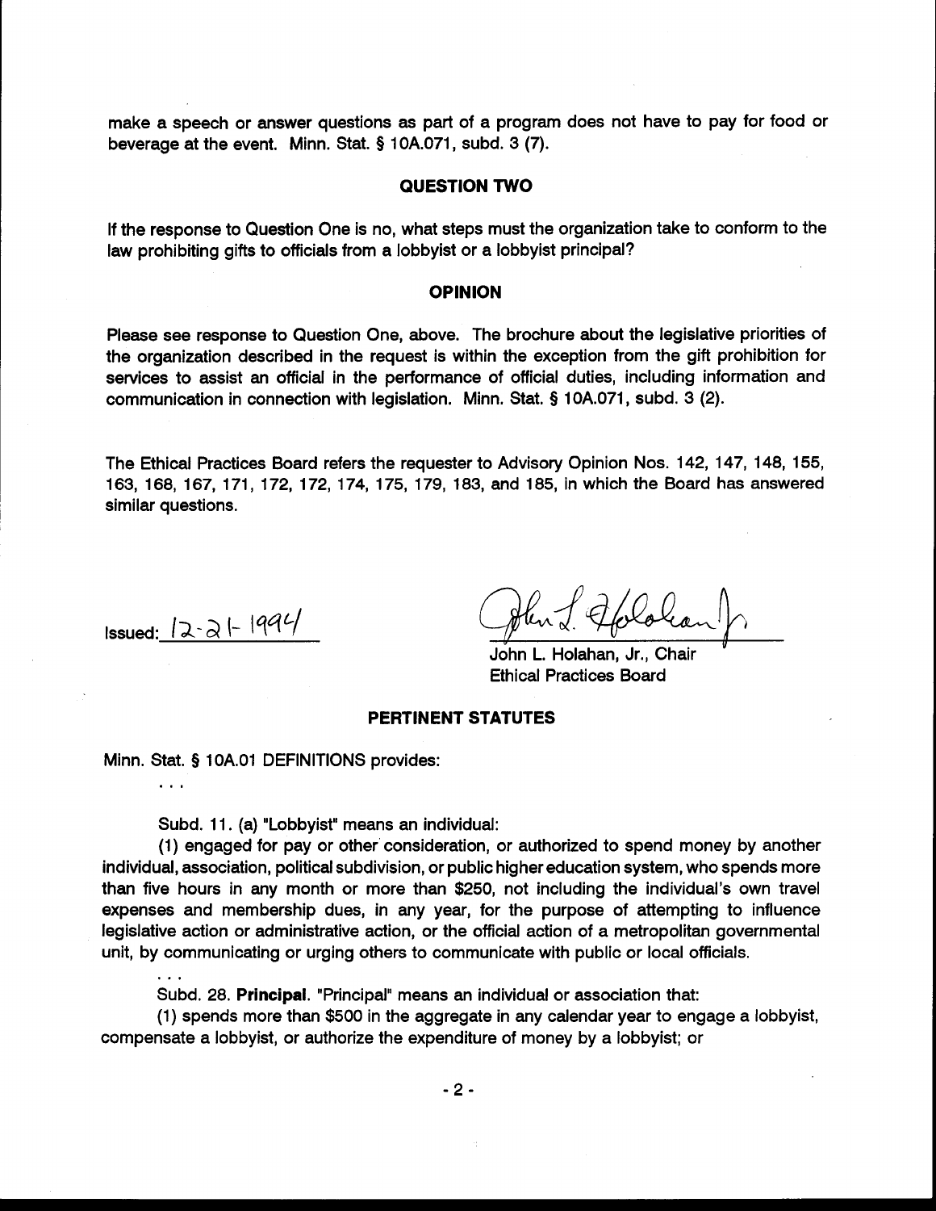make a speech or answer questions as part of a program does not have to pay for food or beverage at the event. Minn. Stat. § 10A.071, subd. 3 (7).

## QUESTION TWO

If the response to Question One is no, what steps must the organization take to conform to the law prohibiting gifts to officials from a lobbyist or a lobbyist principal?

## OPINION

Please see response to Question One, above. The brochure about the legislative priorities of the organization described in the request is within the exception from the gift prohibition for services to assist an official in the performance of official duties, including information and communication in connection with legislation. Minn. Stat. § 10A.071, subd. 3 (2).

The Ethical Practices Board refers the requester to Advisory Opinion Nos. 142, 147, 148, 155, 163, 168, 167, 171, 172, 172, 174, 175, 179, 183, and 185, in which the Board has answered similar questions.

Issued: 12-21-1994

John L. Holahan, Jr., Chair
Ethical Practices Board

## PERTINENT STATUTES

Minn. Stat. § 10A.01 DEFINITIONS provides:

. . .

Subd. 11. (a) "Lobbyist" means an individual:

(1) engaged for pay or other consideration, or authorized to spend money by another individual, association, political subdivision, or public higher education system, who spends more than five hours in any month or more than $250, not including the individual's own travel expenses and membership dues, in any year, for the purpose of attempting to influence legislative action or administrative action, or the official action of a metropolitan governmental unit, by communicating or urging others to communicate with public or local officials.

. . .

Subd. 28. **Principal**. "Principal" means an individual or association that:

(1) spends more than $500 in the aggregate in any calendar year to engage a lobbyist, compensate a lobbyist, or authorize the expenditure of money by a lobbyist; or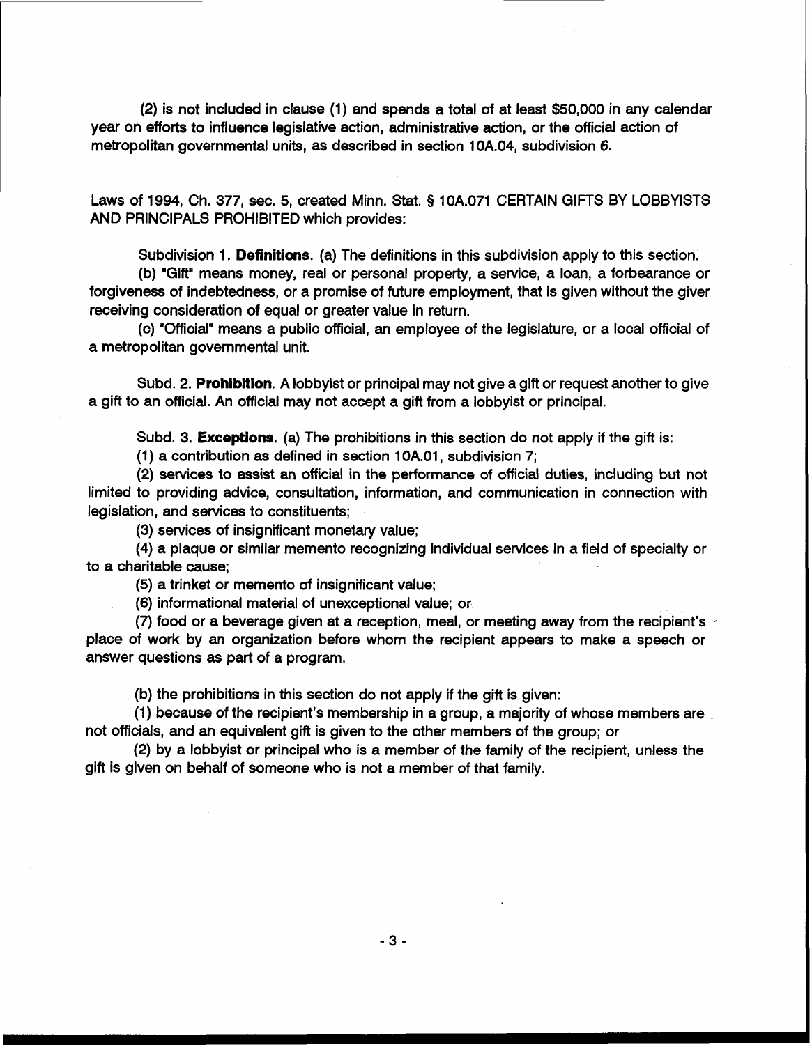(2) is not included in clause (1) and spends a total of at least $50,000 in any calendar year on efforts to influence legislative action, administrative action, or the official action of metropolitan governmental units, as described in section 10A.04, subdivision 6.

Laws of 1994, Ch. 377, sec. 5, created Minn. Stat. § 10A.071 CERTAIN GIFTS BY LOBBYISTS AND PRINCIPALS PROHIBITED which provides:

Subdivision 1. **Definitions.** (a) The definitions in this subdivision apply to this section.

(b) "Gift" means money, real or personal property, a service, a loan, a forbearance or forgiveness of indebtedness, or a promise of future employment, that is given without the giver receiving consideration of equal or greater value in return.

(c) "Official" means a public official, an employee of the legislature, or a local official of a metropolitan governmental unit.

Subd. 2. **Prohibition.** A lobbyist or principal may not give a gift or request another to give a gift to an official. An official may not accept a gift from a lobbyist or principal.

Subd. 3. **Exceptions.** (a) The prohibitions in this section do not apply if the gift is:

(1) a contribution as defined in section 10A.01, subdivision 7;

(2) services to assist an official in the performance of official duties, including but not limited to providing advice, consultation, information, and communication in connection with legislation, and services to constituents;

(3) services of insignificant monetary value;

(4) a plaque or similar memento recognizing individual services in a field of specialty or to a charitable cause;

(5) a trinket or memento of insignificant value;

(6) informational material of unexceptional value; or

(7) food or a beverage given at a reception, meal, or meeting away from the recipient's place of work by an organization before whom the recipient appears to make a speech or answer questions as part of a program.

(b) the prohibitions in this section do not apply if the gift is given:

(1) because of the recipient's membership in a group, a majority of whose members are not officials, and an equivalent gift is given to the other members of the group; or

(2) by a lobbyist or principal who is a member of the family of the recipient, unless the gift is given on behalf of someone who is not a member of that family.